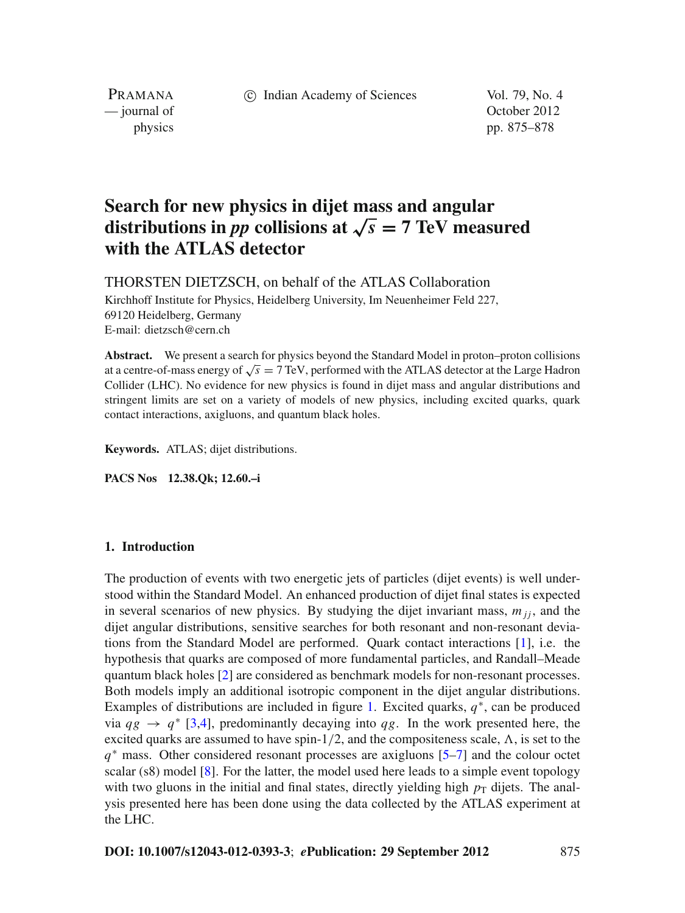# Search for new physics in dijet mass and angular distributions in *pp* collisions at $\sqrt{s} = 7$ TeV measured with the ATLAS detector

THORSTEN DIETZSCH, on behalf of the ATLAS Collaboration

Kirchhoff Institute for Physics, Heidelberg University, Im Neuenheimer Feld 227, 69120 Heidelberg, Germany
E-mail: dietzsch@cern.ch

**Abstract.** We present a search for physics beyond the Standard Model in proton–proton collisions at a centre-of-mass energy of $\sqrt{s} = 7$ TeV, performed with the ATLAS detector at the Large Hadron Collider (LHC). No evidence for new physics is found in dijet mass and angular distributions and stringent limits are set on a variety of models of new physics, including excited quarks, quark contact interactions, axigluons, and quantum black holes.

**Keywords.** ATLAS; dijet distributions.

**PACS Nos** 12.38.Qk; 12.60.–i

## 1. Introduction

The production of events with two energetic jets of particles (dijet events) is well understood within the Standard Model. An enhanced production of dijet final states is expected in several scenarios of new physics. By studying the dijet invariant mass, $m_{jj}$, and the dijet angular distributions, sensitive searches for both resonant and non-resonant deviations from the Standard Model are performed. Quark contact interactions [1], i.e. the hypothesis that quarks are composed of more fundamental particles, and Randall–Meade quantum black holes [2] are considered as benchmark models for non-resonant processes. Both models imply an additional isotropic component in the dijet angular distributions. Examples of distributions are included in figure 1. Excited quarks, $q^*$, can be produced via $qg \rightarrow q^*$ [3,4], predominantly decaying into $qg$. In the work presented here, the excited quarks are assumed to have spin-$1/2$, and the compositeness scale, $\Lambda$, is set to the $q^*$ mass. Other considered resonant processes are axigluons [5–7] and the colour octet scalar (s8) model [8]. For the latter, the model used here leads to a simple event topology with two gluons in the initial and final states, directly yielding high $p_{\mathrm{T}}$ dijets. The analysis presented here has been done using the data collected by the ATLAS experiment at the LHC.

**DOI: 10.1007/s12043-012-0393-3**; ***e*Publication: 29 September 2012**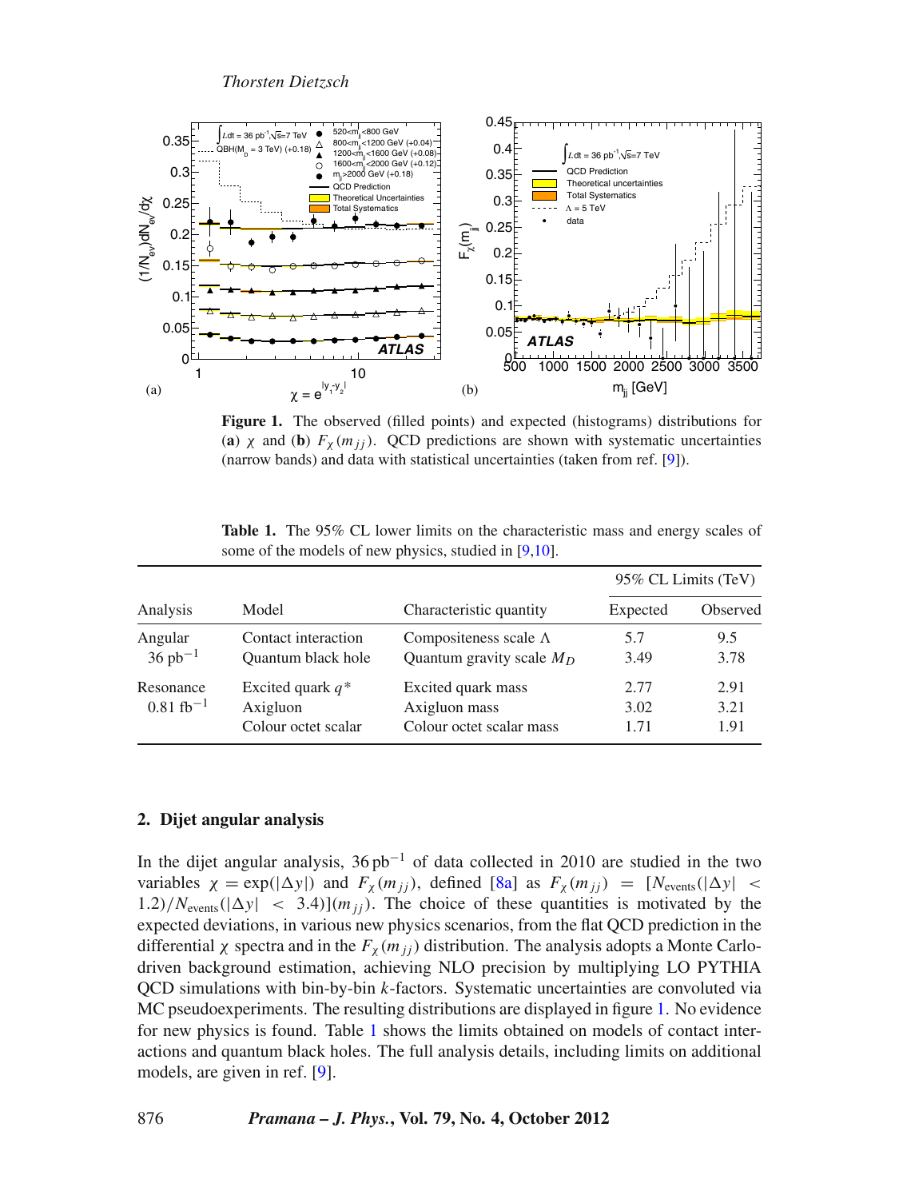**Figure 1.** The observed (filled points) and expected (histograms) distributions for (**a**) $\chi$ and (**b**) $F_\chi(m_{jj})$. QCD predictions are shown with systematic uncertainties (narrow bands) and data with statistical uncertainties (taken from ref. [9]).

**Table 1.** The 95% CL lower limits on the characteristic mass and energy scales of some of the models of new physics, studied in [9,10].

| Analysis | Model | Characteristic quantity | 95% CL Limits (TeV) | |
|---|---|---|---|---|
| | | | Expected | Observed |
| Angular $36\ \text{pb}^{-1}$ | Contact interaction | Compositeness scale $\Lambda$ | 5.7 | 9.5 |
| | Quantum black hole | Quantum gravity scale $M_D$ | 3.49 | 3.78 |
| Resonance $0.81\ \text{fb}^{-1}$ | Excited quark $q^*$ | Excited quark mass | 2.77 | 2.91 |
| | Axigluon | Axigluon mass | 3.02 | 3.21 |
| | Colour octet scalar | Colour octet scalar mass | 1.71 | 1.91 |

## 2. Dijet angular analysis

In the dijet angular analysis, $36\,\text{pb}^{-1}$ of data collected in 2010 are studied in the two variables $\chi = \exp(|\Delta y|)$ and $F_\chi(m_{jj})$, defined [8a] as $F_\chi(m_{jj}) = [N_{\text{events}}(|\Delta y| < 1.2)/N_{\text{events}}(|\Delta y| < 3.4)](m_{jj})$. The choice of these quantities is motivated by the expected deviations, in various new physics scenarios, from the flat QCD prediction in the differential $\chi$ spectra and in the $F_\chi(m_{jj})$ distribution. The analysis adopts a Monte Carlo-driven background estimation, achieving NLO precision by multiplying LO PYTHIA QCD simulations with bin-by-bin $k$-factors. Systematic uncertainties are convoluted via MC pseudoexperiments. The resulting distributions are displayed in figure 1. No evidence for new physics is found. Table 1 shows the limits obtained on models of contact interactions and quantum black holes. The full analysis details, including limits on additional models, are given in ref. [9].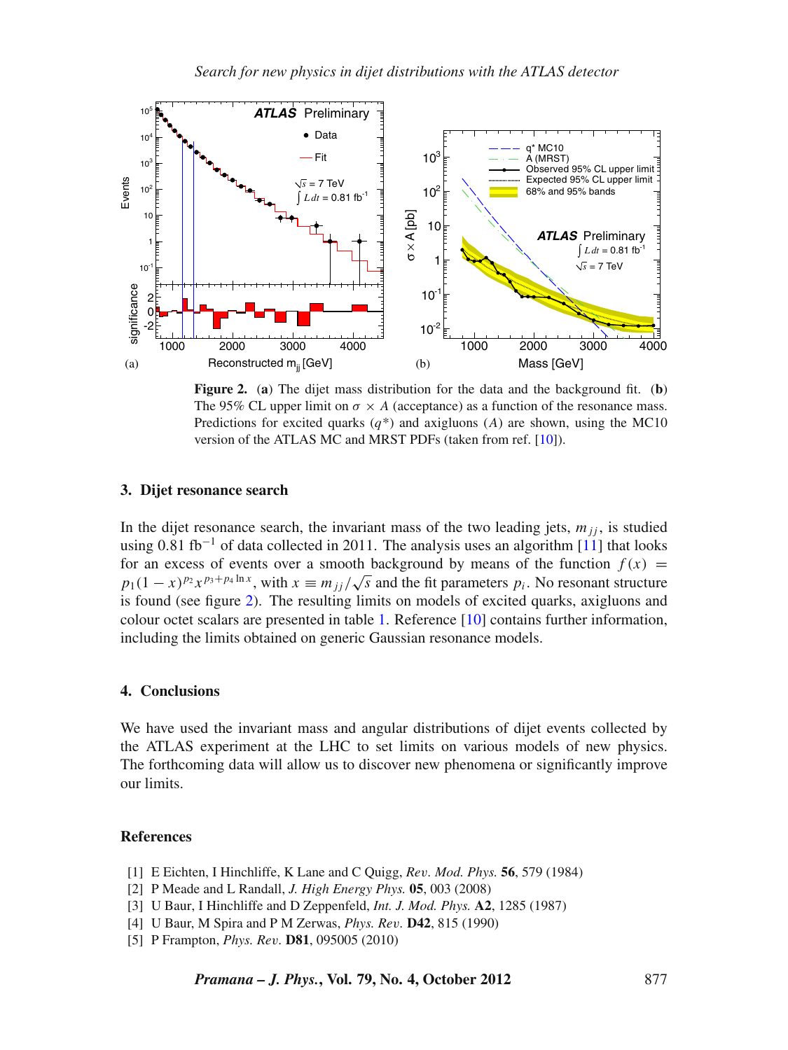**Figure 2.** (**a**) The dijet mass distribution for the data and the background fit. (**b**) The 95% CL upper limit on $\sigma \times A$ (acceptance) as a function of the resonance mass. Predictions for excited quarks ($q^*$) and axigluons ($A$) are shown, using the MC10 version of the ATLAS MC and MRST PDFs (taken from ref. [10]).

## 3. Dijet resonance search

In the dijet resonance search, the invariant mass of the two leading jets, $m_{jj}$, is studied using 0.81 fb$^{-1}$ of data collected in 2011. The analysis uses an algorithm [11] that looks for an excess of events over a smooth background by means of the function $f(x) = p_1(1-x)^{p_2} x^{p_3+p_4 \ln x}$, with $x \equiv m_{jj}/\sqrt{s}$ and the fit parameters $p_i$. No resonant structure is found (see figure 2). The resulting limits on models of excited quarks, axigluons and colour octet scalars are presented in table 1. Reference [10] contains further information, including the limits obtained on generic Gaussian resonance models.

## 4. Conclusions

We have used the invariant mass and angular distributions of dijet events collected by the ATLAS experiment at the LHC to set limits on various models of new physics. The forthcoming data will allow us to discover new phenomena or significantly improve our limits.

## References

[1] E Eichten, I Hinchliffe, K Lane and C Quigg, *Rev. Mod. Phys.* **56**, 579 (1984)
[2] P Meade and L Randall, *J. High Energy Phys.* **05**, 003 (2008)
[3] U Baur, I Hinchliffe and D Zeppenfeld, *Int. J. Mod. Phys.* **A2**, 1285 (1987)
[4] U Baur, M Spira and P M Zerwas, *Phys. Rev.* **D42**, 815 (1990)
[5] P Frampton, *Phys. Rev.* **D81**, 095005 (2010)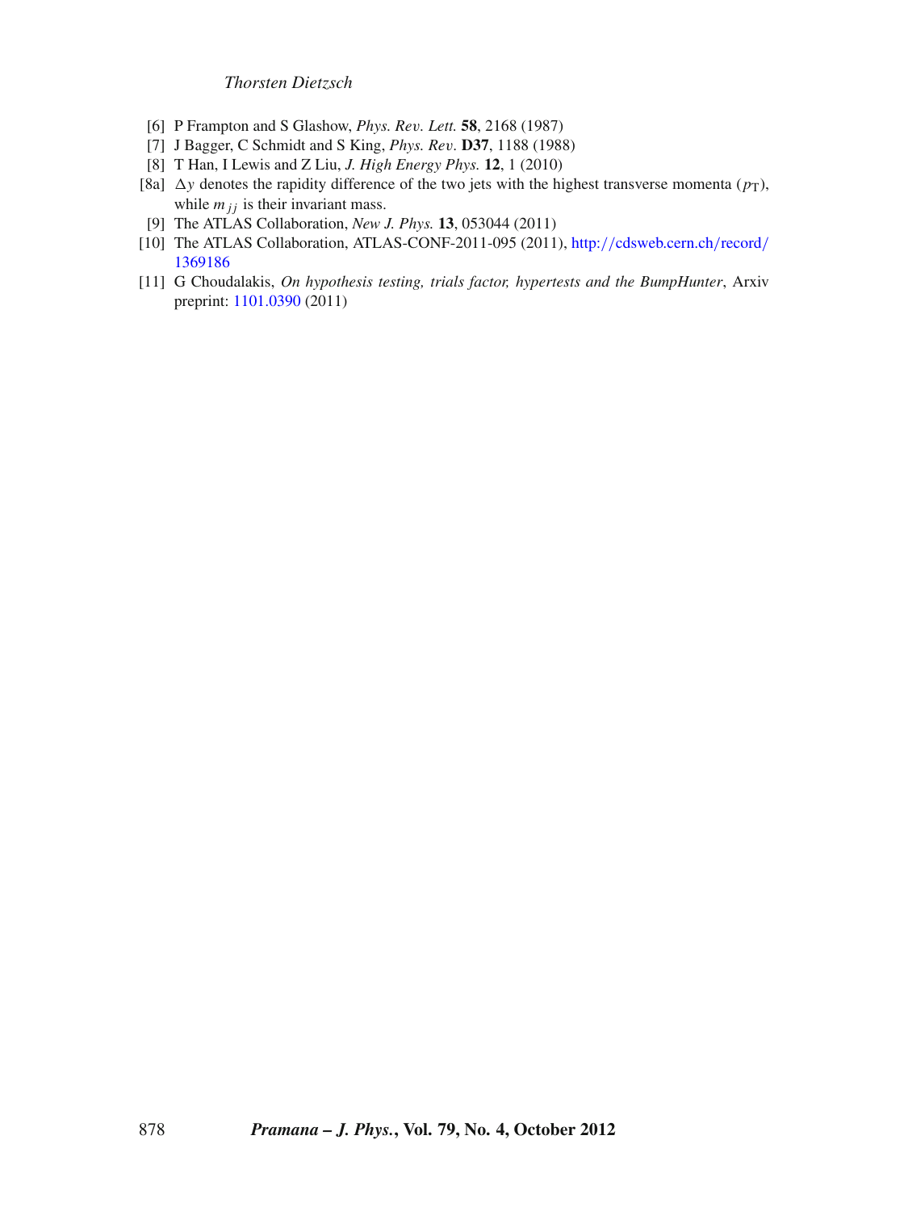[6] P Frampton and S Glashow, *Phys. Rev. Lett.* **58**, 2168 (1987)

[7] J Bagger, C Schmidt and S King, *Phys. Rev.* **D37**, 1188 (1988)

[8] T Han, I Lewis and Z Liu, *J. High Energy Phys.* **12**, 1 (2010)

[8a] $\Delta y$ denotes the rapidity difference of the two jets with the highest transverse momenta ($p_{\mathrm{T}}$), while $m_{jj}$ is their invariant mass.

[9] The ATLAS Collaboration, *New J. Phys.* **13**, 053044 (2011)

[10] The ATLAS Collaboration, ATLAS-CONF-2011-095 (2011), http://cdsweb.cern.ch/record/1369186

[11] G Choudalakis, *On hypothesis testing, trials factor, hypertests and the BumpHunter*, Arxiv preprint: 1101.0390 (2011)